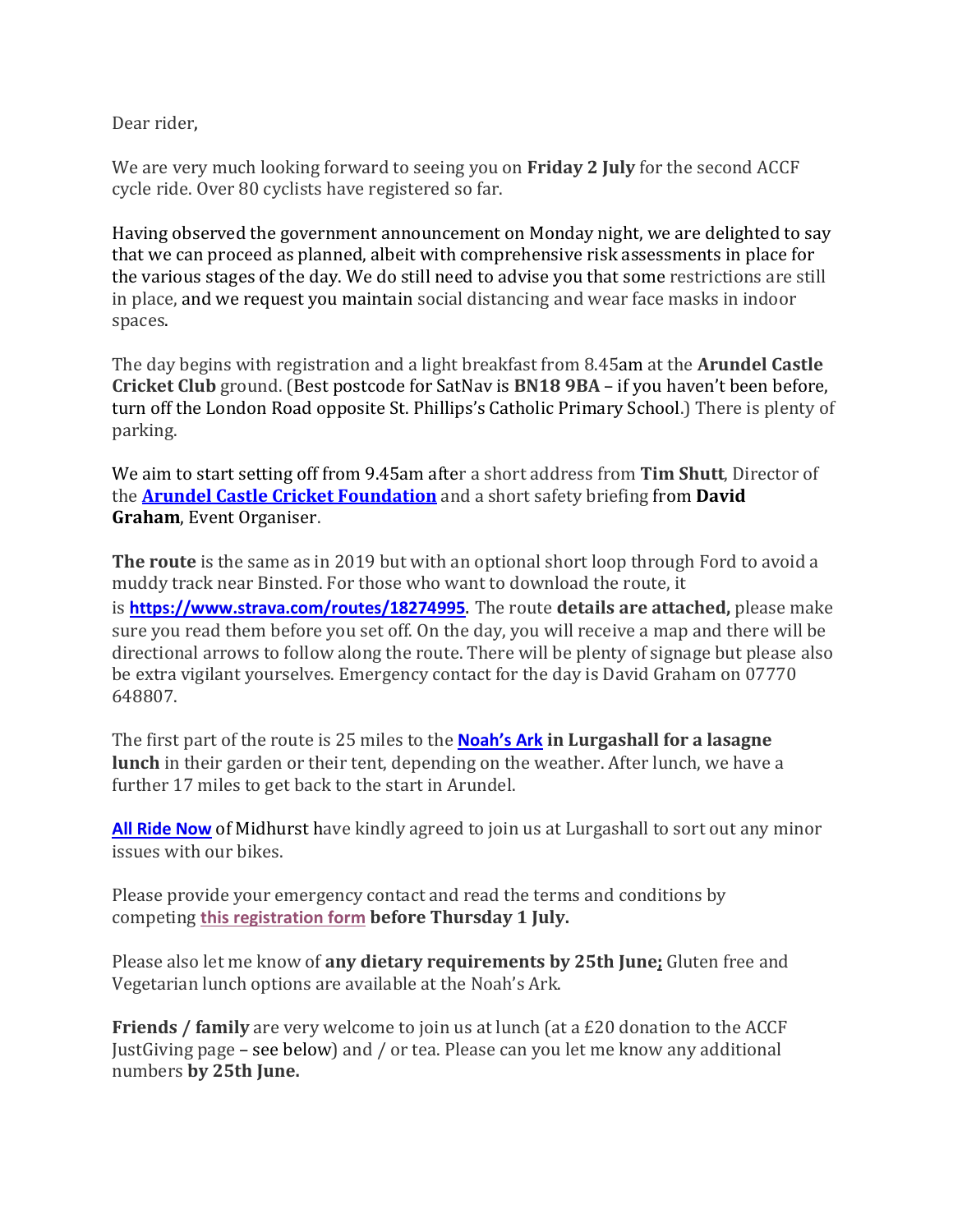Dear rider,

We are very much looking forward to seeing you on **Friday 2 July** for the second ACCF cycle ride. Over 80 cyclists have registered so far.

Having observed the government announcement on Monday night, we are delighted to say that we can proceed as planned, albeit with comprehensive risk assessments in place for the various stages of the day. We do still need to advise you that some restrictions are still in place, and we request you maintain social distancing and wear face masks in indoor spaces.

The day begins with registration and a light breakfast from 8.45am at the **Arundel Castle Cricket Club** ground. (Best postcode for SatNav is **BN18 9BA** – if you haven't been before, turn off the London Road opposite St. Phillips's Catholic Primary School.) There is plenty of parking.

We aim to start setting off from 9.45am after a short address from **Tim Shutt**, Director of the **Arundel Castle Cricket Foundation** and a short safety briefing from **David Graham**, Event Organiser.

**The route** is the same as in 2019 but with an optional short loop through Ford to avoid a muddy track near Binsted. For those who want to download the route, it is **https://www.strava.com/routes/18274995**. The route **details are attached,** please make sure you read them before you set off. On the day, you will receive a map and there will be directional arrows to follow along the route. There will be plenty of signage but please also be extra vigilant yourselves. Emergency contact for the day is David Graham on 07770 648807.

The first part of the route is 25 miles to the **Noah's Ark in Lurgashall for a lasagne lunch** in their garden or their tent, depending on the weather. After lunch, we have a further 17 miles to get back to the start in Arundel.

**All Ride Now** of Midhurst have kindly agreed to join us at Lurgashall to sort out any minor issues with our bikes.

Please provide your emergency contact and read the terms and conditions by competing **this registration form** **before Thursday 1 July.**

Please also let me know of **any dietary requirements by 25th June;** Gluten free and Vegetarian lunch options are available at the Noah's Ark.

**Friends / family** are very welcome to join us at lunch (at a £20 donation to the ACCF JustGiving page – see below) and / or tea. Please can you let me know any additional numbers **by 25th June.**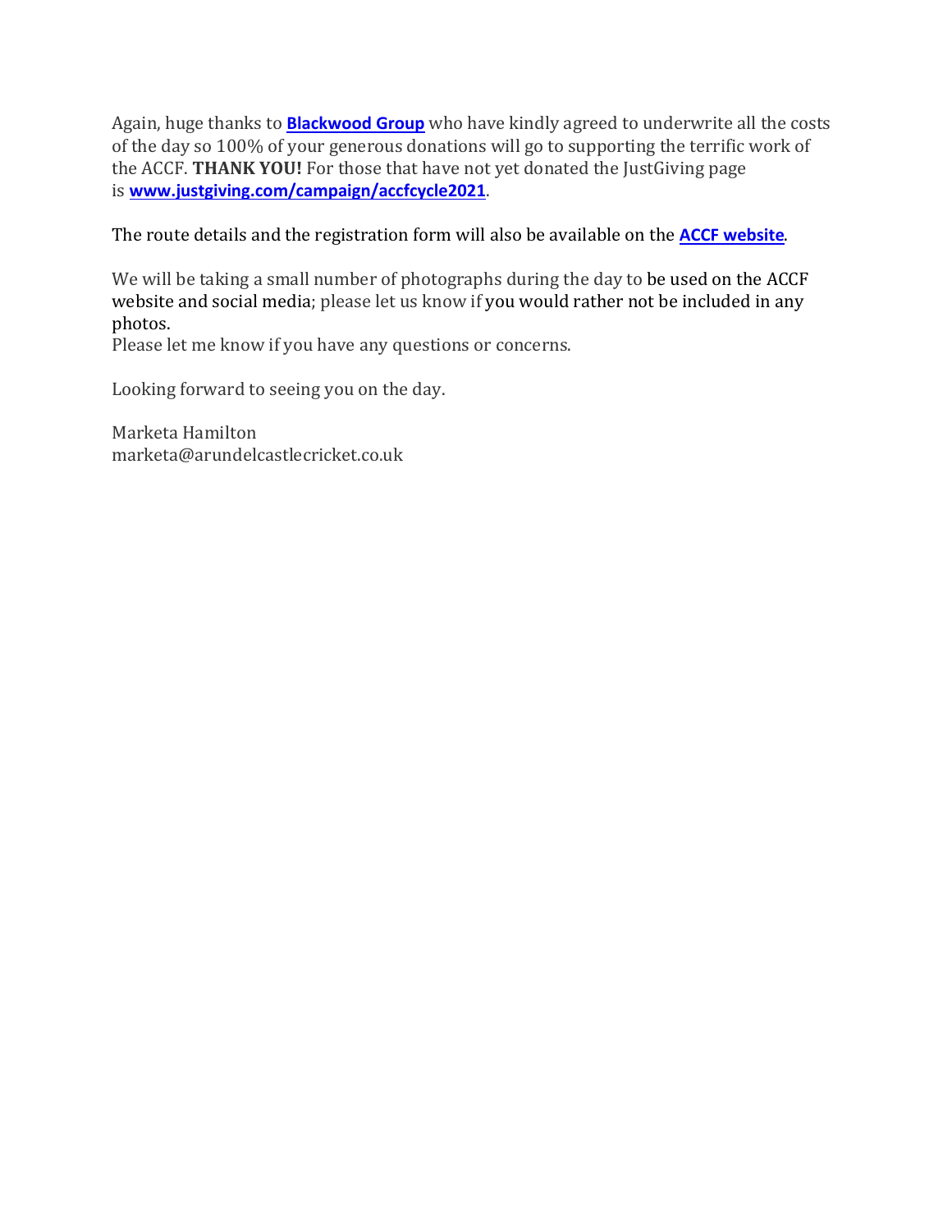Again, huge thanks to **Blackwood Group** who have kindly agreed to underwrite all the costs of the day so 100% of your generous donations will go to supporting the terrific work of the ACCF. **THANK YOU!** For those that have not yet donated the JustGiving page is **www.justgiving.com/campaign/accfcycle2021**.

The route details and the registration form will also be available on the **ACCF website**.

We will be taking a small number of photographs during the day to be used on the ACCF website and social media; please let us know if you would rather not be included in any photos.
Please let me know if you have any questions or concerns.

Looking forward to seeing you on the day.

Marketa Hamilton
marketa@arundelcastlecricket.co.uk